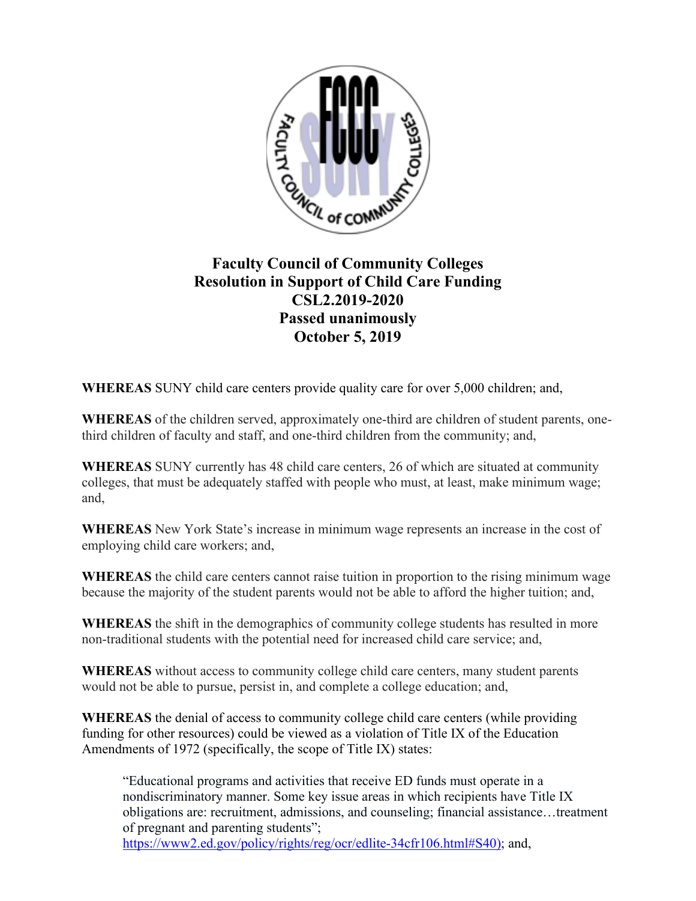# Faculty Council of Community Colleges
## Resolution in Support of Child Care Funding
## CSL2.2019-2020
## Passed unanimously
## October 5, 2019

**WHEREAS** SUNY child care centers provide quality care for over 5,000 children; and,

**WHEREAS** of the children served, approximately one-third are children of student parents, one-third children of faculty and staff, and one-third children from the community; and,

**WHEREAS** SUNY currently has 48 child care centers, 26 of which are situated at community colleges, that must be adequately staffed with people who must, at least, make minimum wage; and,

**WHEREAS** New York State's increase in minimum wage represents an increase in the cost of employing child care workers; and,

**WHEREAS** the child care centers cannot raise tuition in proportion to the rising minimum wage because the majority of the student parents would not be able to afford the higher tuition; and,

**WHEREAS** the shift in the demographics of community college students has resulted in more non-traditional students with the potential need for increased child care service; and,

**WHEREAS** without access to community college child care centers, many student parents would not be able to pursue, persist in, and complete a college education; and,

**WHEREAS** the denial of access to community college child care centers (while providing funding for other resources) could be viewed as a violation of Title IX of the Education Amendments of 1972 (specifically, the scope of Title IX) states:

> "Educational programs and activities that receive ED funds must operate in a nondiscriminatory manner. Some key issue areas in which recipients have Title IX obligations are: recruitment, admissions, and counseling; financial assistance…treatment of pregnant and parenting students";
> [https://www2.ed.gov/policy/rights/reg/ocr/edlite-34cfr106.html#S40)](https://www2.ed.gov/policy/rights/reg/ocr/edlite-34cfr106.html#S40); and,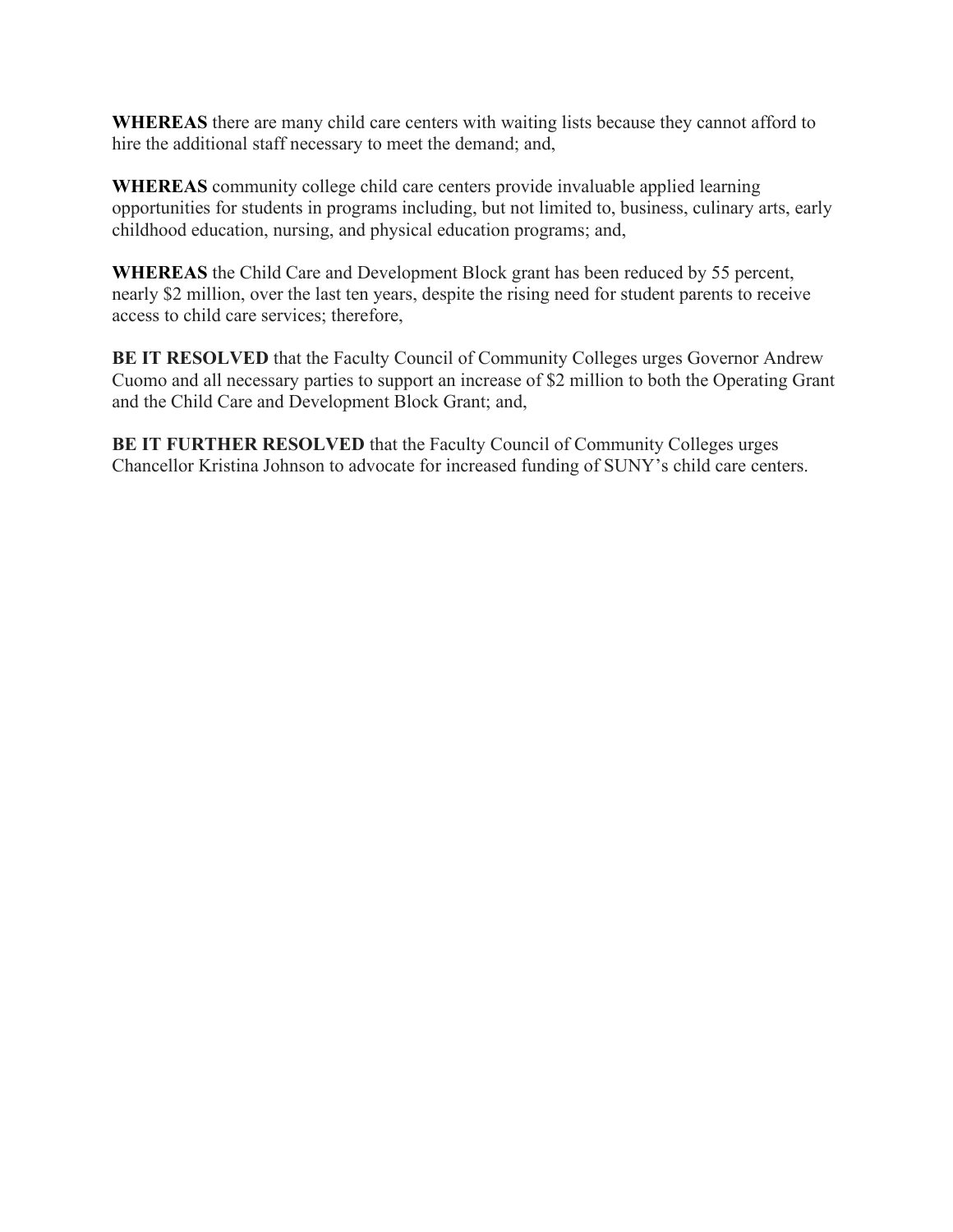**WHEREAS** there are many child care centers with waiting lists because they cannot afford to hire the additional staff necessary to meet the demand; and,

**WHEREAS** community college child care centers provide invaluable applied learning opportunities for students in programs including, but not limited to, business, culinary arts, early childhood education, nursing, and physical education programs; and,

**WHEREAS** the Child Care and Development Block grant has been reduced by 55 percent, nearly $2 million, over the last ten years, despite the rising need for student parents to receive access to child care services; therefore,

**BE IT RESOLVED** that the Faculty Council of Community Colleges urges Governor Andrew Cuomo and all necessary parties to support an increase of $2 million to both the Operating Grant and the Child Care and Development Block Grant; and,

**BE IT FURTHER RESOLVED** that the Faculty Council of Community Colleges urges Chancellor Kristina Johnson to advocate for increased funding of SUNY's child care centers.